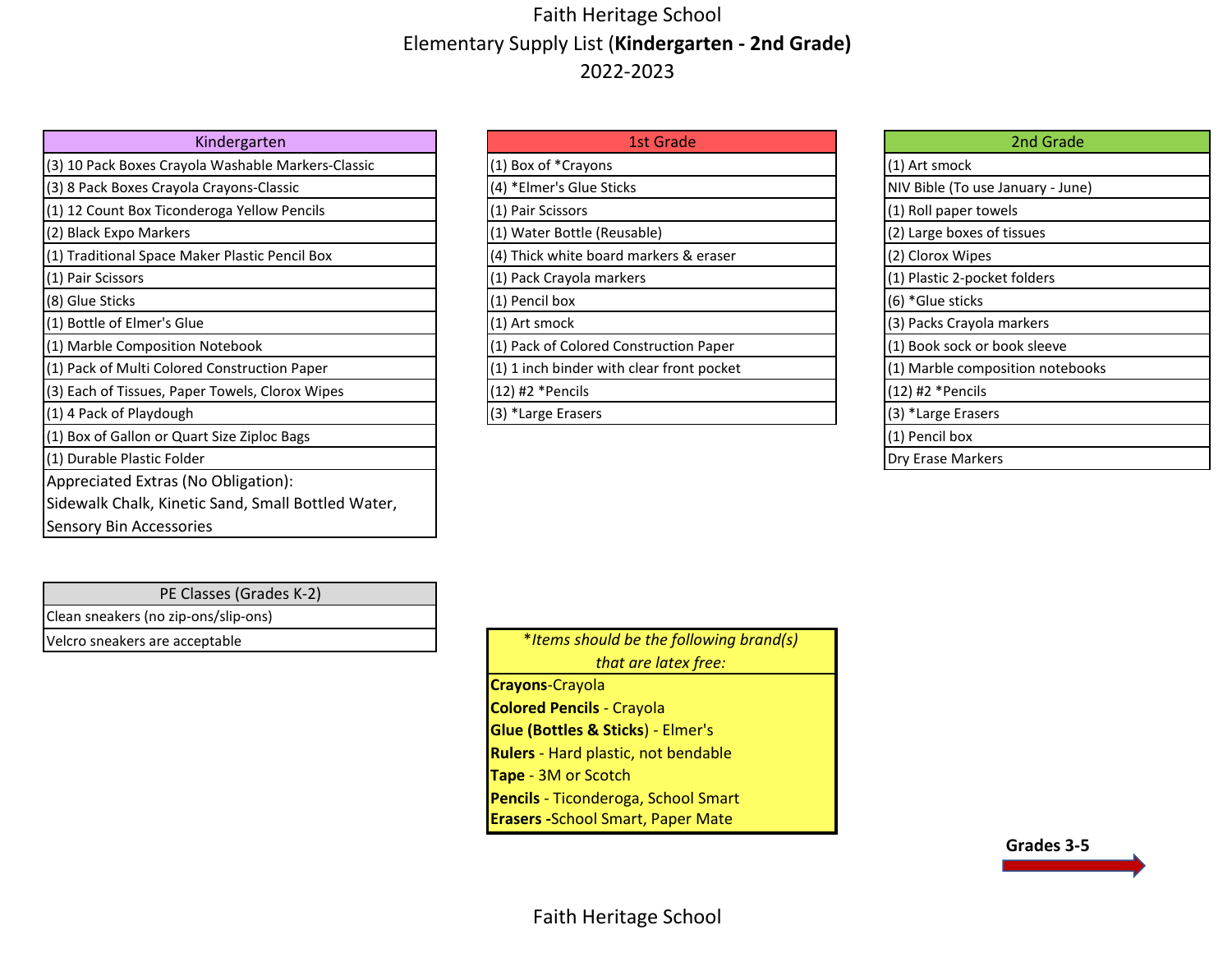# Faith Heritage School

## Elementary Supply List (**Kindergarten - 2nd Grade**)

## 2022-2023

| Kindergarten |
| --- |
| (3) 10 Pack Boxes Crayola Washable Markers-Classic |
| (3) 8 Pack Boxes Crayola Crayons-Classic |
| (1) 12 Count Box Ticonderoga Yellow Pencils |
| (2) Black Expo Markers |
| (1) Traditional Space Maker Plastic Pencil Box |
| (1) Pair Scissors |
| (8) Glue Sticks |
| (1) Bottle of Elmer's Glue |
| (1) Marble Composition Notebook |
| (1) Pack of Multi Colored Construction Paper |
| (3) Each of Tissues, Paper Towels, Clorox Wipes |
| (1) 4 Pack of Playdough |
| (1) Box of Gallon or Quart Size Ziploc Bags |
| (1) Durable Plastic Folder |
| Appreciated Extras (No Obligation): Sidewalk Chalk, Kinetic Sand, Small Bottled Water, Sensory Bin Accessories |

| 1st Grade |
| --- |
| (1) Box of *Crayons |
| (4) *Elmer's Glue Sticks |
| (1) Pair Scissors |
| (1) Water Bottle (Reusable) |
| (4) Thick white board markers & eraser |
| (1) Pack Crayola markers |
| (1) Pencil box |
| (1) Art smock |
| (1) Pack of Colored Construction Paper |
| (1) 1 inch binder with clear front pocket |
| (12) #2 *Pencils |
| (3) *Large Erasers |

| 2nd Grade |
| --- |
| (1) Art smock |
| NIV Bible (To use January - June) |
| (1) Roll paper towels |
| (2) Large boxes of tissues |
| (2) Clorox Wipes |
| (1) Plastic 2-pocket folders |
| (6) *Glue sticks |
| (3) Packs Crayola markers |
| (1) Book sock or book sleeve |
| (1) Marble composition notebooks |
| (12) #2 *Pencils |
| (3) *Large Erasers |
| (1) Pencil box |
| Dry Erase Markers |

| PE Classes (Grades K-2) |
| --- |
| Clean sneakers (no zip-ons/slip-ons) |
| Velcro sneakers are acceptable |

| *Items should be the following brand(s) that are latex free: |
| --- |
| **Crayons**-Crayola |
| **Colored Pencils** - Crayola |
| **Glue (Bottles & Sticks)** - Elmer's |
| **Rulers** - Hard plastic, not bendable |
| **Tape** - 3M or Scotch |
| **Pencils** - Ticonderoga, School Smart |
| **Erasers** -School Smart, Paper Mate |

**Grades 3-5** →

Faith Heritage School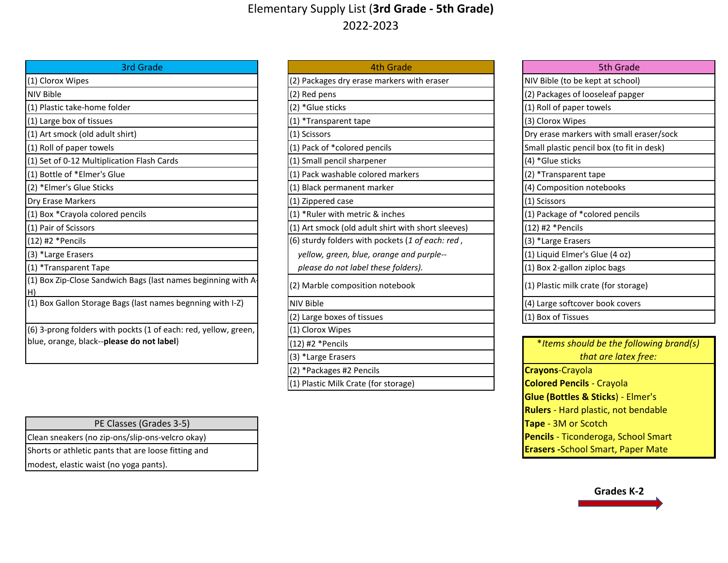# Elementary Supply List (**3rd Grade - 5th Grade)**

2022-2023

| 3rd Grade |
|---|
| (1) Clorox Wipes |
| NIV Bible |
| (1) Plastic take-home folder |
| (1) Large box of tissues |
| (1) Art smock (old adult shirt) |
| (1) Roll of paper towels |
| (1) Set of 0-12 Multiplication Flash Cards |
| (1) Bottle of *Elmer's Glue |
| (2) *Elmer's Glue Sticks |
| Dry Erase Markers |
| (1) Box *Crayola colored pencils |
| (1) Pair of Scissors |
| (12) #2 *Pencils |
| (3) *Large Erasers |
| (1) *Transparent Tape |
| (1) Box Zip-Close Sandwich Bags (last names beginning with A-H) |
| (1) Box Gallon Storage Bags (last names begnning with I-Z) |
| (6) 3-prong folders with pockts (1 of each: red, yellow, green, blue, orange, black--**please do not label**) |

| 4th Grade |
|---|
| (2) Packages dry erase markers with eraser |
| (2) Red pens |
| (2) *Glue sticks |
| (1) *Transparent tape |
| (1) Scissors |
| (1) Pack of *colored pencils |
| (1) Small pencil sharpener |
| (1) Pack washable colored markers |
| (1) Black permanent marker |
| (1) Zippered case |
| (1) *Ruler with metric & inches |
| (1) Art smock (old adult shirt with short sleeves) |
| (6) sturdy folders with pockets (*1 of each: red, yellow, green, blue, orange and purple-- please do not label these folders).* |
| (2) Marble composition notebook |
| NIV Bible |
| (2) Large boxes of tissues |
| (1) Clorox Wipes |
| (12) #2 *Pencils |
| (3) *Large Erasers |
| (2) *Packages #2 Pencils |
| (1) Plastic Milk Crate (for storage) |

| 5th Grade |
|---|
| NIV Bible (to be kept at school) |
| (2) Packages of looseleaf papger |
| (1) Roll of paper towels |
| (3) Clorox Wipes |
| Dry erase markers with small eraser/sock |
| Small plastic pencil box (to fit in desk) |
| (4) *Glue sticks |
| (2) *Transparent tape |
| (4) Composition notebooks |
| (1) Scissors |
| (1) Package of *colored pencils |
| (12) #2 *Pencils |
| (3) *Large Erasers |
| (1) Liquid Elmer's Glue (4 oz) |
| (1) Box 2-gallon ziploc bags |
| (1) Plastic milk crate (for storage) |
| (4) Large softcover book covers |
| (1) Box of Tissues |

| PE Classes (Grades 3-5) |
|---|
| Clean sneakers (no zip-ons/slip-ons-velcro okay) |
| Shorts or athletic pants that are loose fitting and modest, elastic waist (no yoga pants). |

| **Items should be the following brand(s) that are latex free:* |
|---|
| **Crayons**-Crayola |
| **Colored Pencils** - Crayola |
| **Glue (Bottles & Sticks**) - Elmer's |
| **Rulers** - Hard plastic, not bendable |
| **Tape** - 3M or Scotch |
| **Pencils** - Ticonderoga, School Smart |
| **Erasers** -School Smart, Paper Mate |

**Grades K-2**